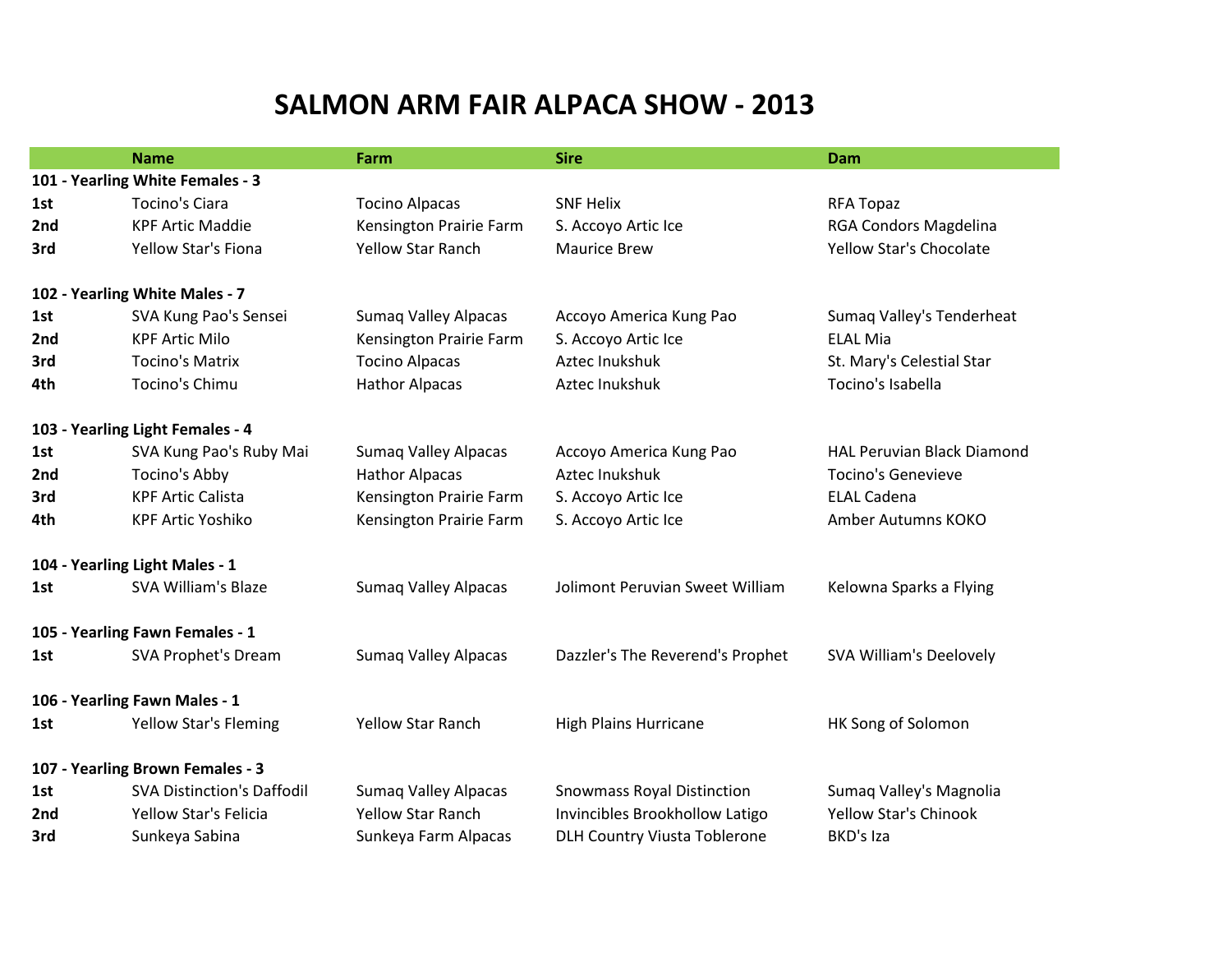# SALMON ARM FAIR ALPACA SHOW - 2013

| | Name | Farm | Sire | Dam |
|---|---|---|---|---|
| **101 - Yearling White Females - 3** | | | | |
| **1st** | Tocino's Ciara | Tocino Alpacas | SNF Helix | RFA Topaz |
| **2nd** | KPF Artic Maddie | Kensington Prairie Farm | S. Accoyo Artic Ice | RGA Condors Magdelina |
| **3rd** | Yellow Star's Fiona | Yellow Star Ranch | Maurice Brew | Yellow Star's Chocolate |
| **102 - Yearling White Males - 7** | | | | |
| **1st** | SVA Kung Pao's Sensei | Sumaq Valley Alpacas | Accoyo America Kung Pao | Sumaq Valley's Tenderheat |
| **2nd** | KPF Artic Milo | Kensington Prairie Farm | S. Accoyo Artic Ice | ELAL Mia |
| **3rd** | Tocino's Matrix | Tocino Alpacas | Aztec Inukshuk | St. Mary's Celestial Star |
| **4th** | Tocino's Chimu | Hathor Alpacas | Aztec Inukshuk | Tocino's Isabella |
| **103 - Yearling Light Females - 4** | | | | |
| **1st** | SVA Kung Pao's Ruby Mai | Sumaq Valley Alpacas | Accoyo America Kung Pao | HAL Peruvian Black Diamond |
| **2nd** | Tocino's Abby | Hathor Alpacas | Aztec Inukshuk | Tocino's Genevieve |
| **3rd** | KPF Artic Calista | Kensington Prairie Farm | S. Accoyo Artic Ice | ELAL Cadena |
| **4th** | KPF Artic Yoshiko | Kensington Prairie Farm | S. Accoyo Artic Ice | Amber Autumns KOKO |
| **104 - Yearling Light Males - 1** | | | | |
| **1st** | SVA William's Blaze | Sumaq Valley Alpacas | Jolimont Peruvian Sweet William | Kelowna Sparks a Flying |
| **105 - Yearling Fawn Females - 1** | | | | |
| **1st** | SVA Prophet's Dream | Sumaq Valley Alpacas | Dazzler's The Reverend's Prophet | SVA William's Deelovely |
| **106 - Yearling Fawn Males - 1** | | | | |
| **1st** | Yellow Star's Fleming | Yellow Star Ranch | High Plains Hurricane | HK Song of Solomon |
| **107 - Yearling Brown Females - 3** | | | | |
| **1st** | SVA Distinction's Daffodil | Sumaq Valley Alpacas | Snowmass Royal Distinction | Sumaq Valley's Magnolia |
| **2nd** | Yellow Star's Felicia | Yellow Star Ranch | Invincibles Brookhollow Latigo | Yellow Star's Chinook |
| **3rd** | Sunkeya Sabina | Sunkeya Farm Alpacas | DLH Country Viusta Toblerone | BKD's Iza |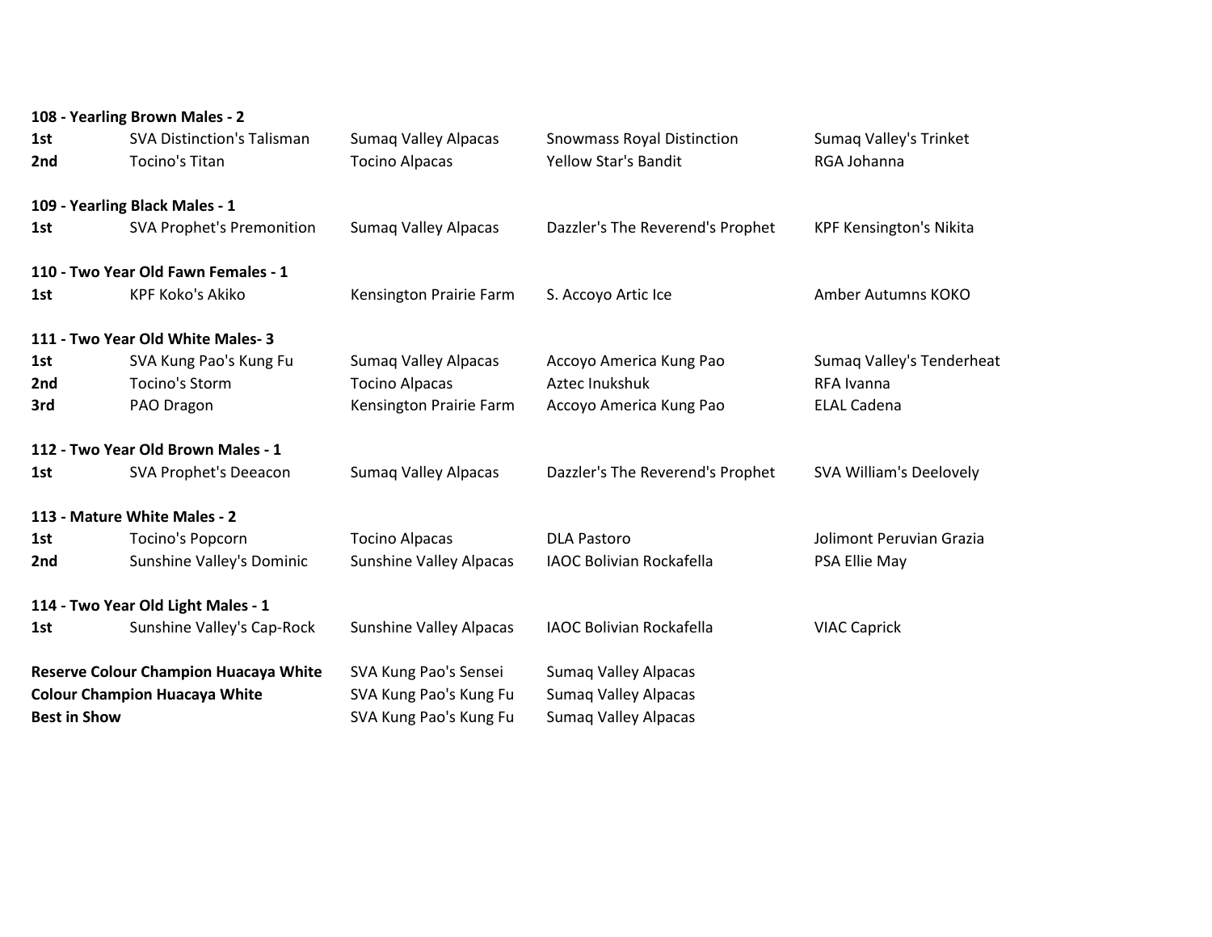**108 - Yearling Brown Males - 2**

| | | | | |
|---|---|---|---|---|
| **1st** | SVA Distinction's Talisman | Sumaq Valley Alpacas | Snowmass Royal Distinction | Sumaq Valley's Trinket |
| **2nd** | Tocino's Titan | Tocino Alpacas | Yellow Star's Bandit | RGA Johanna |

**109 - Yearling Black Males - 1**

| | | | | |
|---|---|---|---|---|
| **1st** | SVA Prophet's Premonition | Sumaq Valley Alpacas | Dazzler's The Reverend's Prophet | KPF Kensington's Nikita |

**110 - Two Year Old Fawn Females - 1**

| | | | | |
|---|---|---|---|---|
| **1st** | KPF Koko's Akiko | Kensington Prairie Farm | S. Accoyo Artic Ice | Amber Autumns KOKO |

**111 - Two Year Old White Males- 3**

| | | | | |
|---|---|---|---|---|
| **1st** | SVA Kung Pao's Kung Fu | Sumaq Valley Alpacas | Accoyo America Kung Pao | Sumaq Valley's Tenderheat |
| **2nd** | Tocino's Storm | Tocino Alpacas | Aztec Inukshuk | RFA Ivanna |
| **3rd** | PAO Dragon | Kensington Prairie Farm | Accoyo America Kung Pao | ELAL Cadena |

**112 - Two Year Old Brown Males - 1**

| | | | | |
|---|---|---|---|---|
| **1st** | SVA Prophet's Deeacon | Sumaq Valley Alpacas | Dazzler's The Reverend's Prophet | SVA William's Deelovely |

**113 - Mature White Males - 2**

| | | | | |
|---|---|---|---|---|
| **1st** | Tocino's Popcorn | Tocino Alpacas | DLA Pastoro | Jolimont Peruvian Grazia |
| **2nd** | Sunshine Valley's Dominic | Sunshine Valley Alpacas | IAOC Bolivian Rockafella | PSA Ellie May |

**114 - Two Year Old Light Males - 1**

| | | | | |
|---|---|---|---|---|
| **1st** | Sunshine Valley's Cap-Rock | Sunshine Valley Alpacas | IAOC Bolivian Rockafella | VIAC Caprick |

| | | |
|---|---|---|
| **Reserve Colour Champion Huacaya White** | SVA Kung Pao's Sensei | Sumaq Valley Alpacas |
| **Colour Champion Huacaya White** | SVA Kung Pao's Kung Fu | Sumaq Valley Alpacas |
| **Best in Show** | SVA Kung Pao's Kung Fu | Sumaq Valley Alpacas |